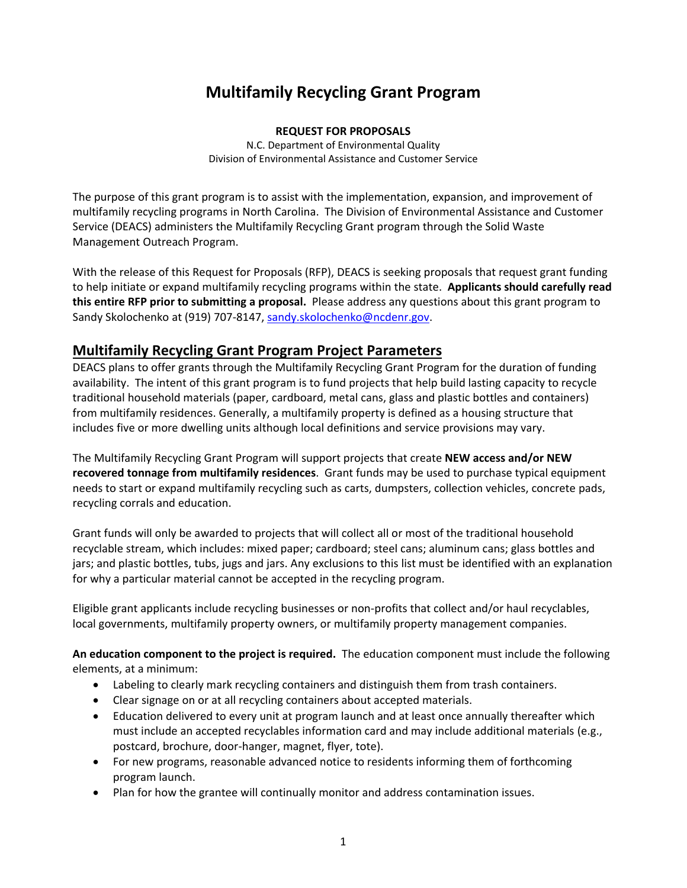# Multifamily Recycling Grant Program

**REQUEST FOR PROPOSALS**

N.C. Department of Environmental Quality
Division of Environmental Assistance and Customer Service

The purpose of this grant program is to assist with the implementation, expansion, and improvement of multifamily recycling programs in North Carolina. The Division of Environmental Assistance and Customer Service (DEACS) administers the Multifamily Recycling Grant program through the Solid Waste Management Outreach Program.

With the release of this Request for Proposals (RFP), DEACS is seeking proposals that request grant funding to help initiate or expand multifamily recycling programs within the state. **Applicants should carefully read this entire RFP prior to submitting a proposal.** Please address any questions about this grant program to Sandy Skolochenko at (919) 707-8147, sandy.skolochenko@ncdenr.gov.

## Multifamily Recycling Grant Program Project Parameters

DEACS plans to offer grants through the Multifamily Recycling Grant Program for the duration of funding availability. The intent of this grant program is to fund projects that help build lasting capacity to recycle traditional household materials (paper, cardboard, metal cans, glass and plastic bottles and containers) from multifamily residences. Generally, a multifamily property is defined as a housing structure that includes five or more dwelling units although local definitions and service provisions may vary.

The Multifamily Recycling Grant Program will support projects that create **NEW access and/or NEW recovered tonnage from multifamily residences**. Grant funds may be used to purchase typical equipment needs to start or expand multifamily recycling such as carts, dumpsters, collection vehicles, concrete pads, recycling corrals and education.

Grant funds will only be awarded to projects that will collect all or most of the traditional household recyclable stream, which includes: mixed paper; cardboard; steel cans; aluminum cans; glass bottles and jars; and plastic bottles, tubs, jugs and jars. Any exclusions to this list must be identified with an explanation for why a particular material cannot be accepted in the recycling program.

Eligible grant applicants include recycling businesses or non-profits that collect and/or haul recyclables, local governments, multifamily property owners, or multifamily property management companies.

**An education component to the project is required.** The education component must include the following elements, at a minimum:

- Labeling to clearly mark recycling containers and distinguish them from trash containers.
- Clear signage on or at all recycling containers about accepted materials.
- Education delivered to every unit at program launch and at least once annually thereafter which must include an accepted recyclables information card and may include additional materials (e.g., postcard, brochure, door-hanger, magnet, flyer, tote).
- For new programs, reasonable advanced notice to residents informing them of forthcoming program launch.
- Plan for how the grantee will continually monitor and address contamination issues.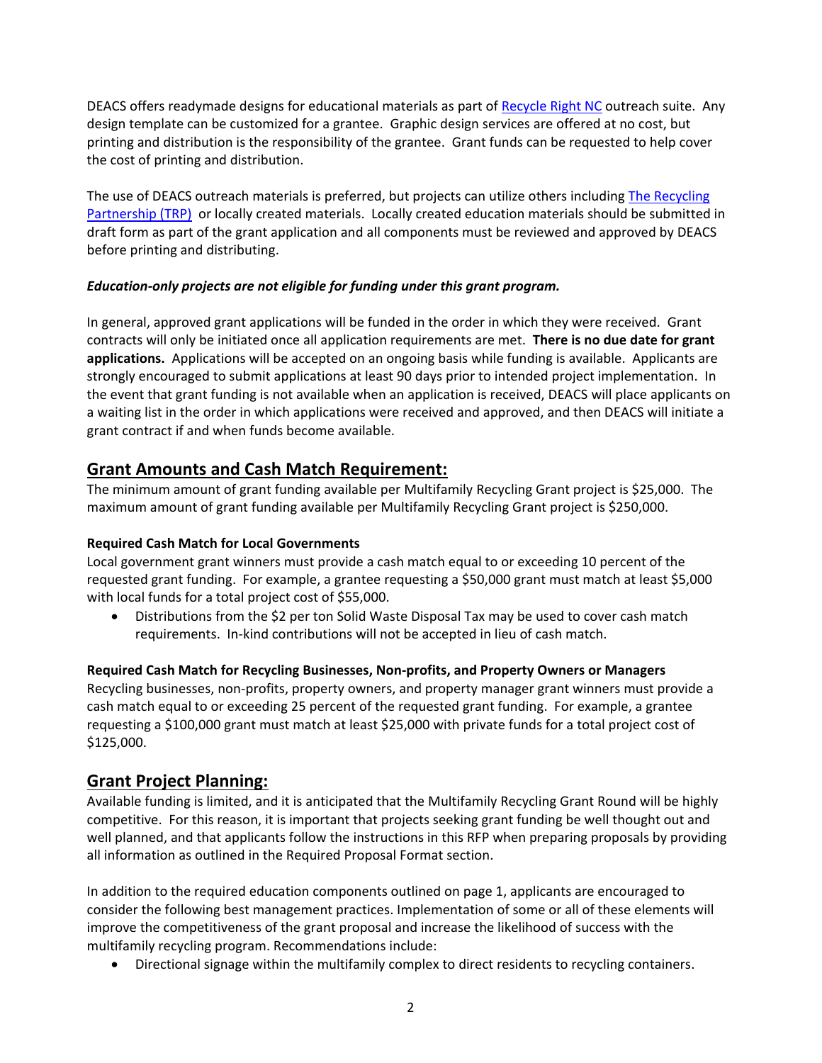DEACS offers readymade designs for educational materials as part of [Recycle Right NC] outreach suite. Any design template can be customized for a grantee. Graphic design services are offered at no cost, but printing and distribution is the responsibility of the grantee. Grant funds can be requested to help cover the cost of printing and distribution.

The use of DEACS outreach materials is preferred, but projects can utilize others including [The Recycling Partnership (TRP)] or locally created materials. Locally created education materials should be submitted in draft form as part of the grant application and all components must be reviewed and approved by DEACS before printing and distributing.

***Education-only projects are not eligible for funding under this grant program.***

In general, approved grant applications will be funded in the order in which they were received. Grant contracts will only be initiated once all application requirements are met. **There is no due date for grant applications.** Applications will be accepted on an ongoing basis while funding is available. Applicants are strongly encouraged to submit applications at least 90 days prior to intended project implementation. In the event that grant funding is not available when an application is received, DEACS will place applicants on a waiting list in the order in which applications were received and approved, and then DEACS will initiate a grant contract if and when funds become available.

## Grant Amounts and Cash Match Requirement:

The minimum amount of grant funding available per Multifamily Recycling Grant project is $25,000. The maximum amount of grant funding available per Multifamily Recycling Grant project is $250,000.

**Required Cash Match for Local Governments**

Local government grant winners must provide a cash match equal to or exceeding 10 percent of the requested grant funding. For example, a grantee requesting a $50,000 grant must match at least $5,000 with local funds for a total project cost of $55,000.

- Distributions from the $2 per ton Solid Waste Disposal Tax may be used to cover cash match requirements. In-kind contributions will not be accepted in lieu of cash match.

**Required Cash Match for Recycling Businesses, Non-profits, and Property Owners or Managers**

Recycling businesses, non-profits, property owners, and property manager grant winners must provide a cash match equal to or exceeding 25 percent of the requested grant funding. For example, a grantee requesting a $100,000 grant must match at least $25,000 with private funds for a total project cost of $125,000.

## Grant Project Planning:

Available funding is limited, and it is anticipated that the Multifamily Recycling Grant Round will be highly competitive. For this reason, it is important that projects seeking grant funding be well thought out and well planned, and that applicants follow the instructions in this RFP when preparing proposals by providing all information as outlined in the Required Proposal Format section.

In addition to the required education components outlined on page 1, applicants are encouraged to consider the following best management practices. Implementation of some or all of these elements will improve the competitiveness of the grant proposal and increase the likelihood of success with the multifamily recycling program. Recommendations include:

- Directional signage within the multifamily complex to direct residents to recycling containers.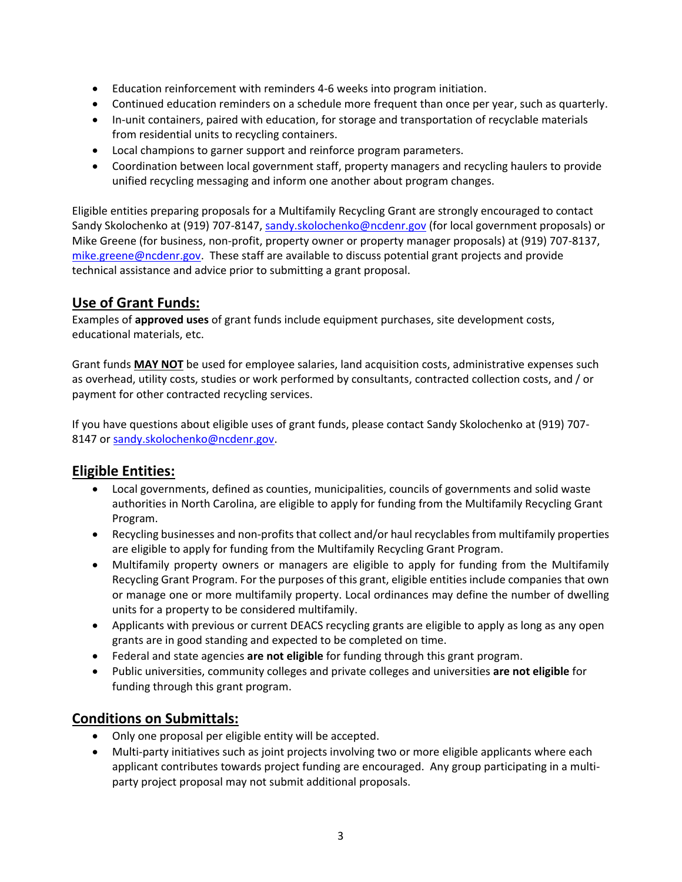- Education reinforcement with reminders 4-6 weeks into program initiation.
- Continued education reminders on a schedule more frequent than once per year, such as quarterly.
- In-unit containers, paired with education, for storage and transportation of recyclable materials from residential units to recycling containers.
- Local champions to garner support and reinforce program parameters.
- Coordination between local government staff, property managers and recycling haulers to provide unified recycling messaging and inform one another about program changes.

Eligible entities preparing proposals for a Multifamily Recycling Grant are strongly encouraged to contact Sandy Skolochenko at (919) 707-8147, sandy.skolochenko@ncdenr.gov (for local government proposals) or Mike Greene (for business, non-profit, property owner or property manager proposals) at (919) 707-8137, mike.greene@ncdenr.gov. These staff are available to discuss potential grant projects and provide technical assistance and advice prior to submitting a grant proposal.

## Use of Grant Funds:

Examples of **approved uses** of grant funds include equipment purchases, site development costs, educational materials, etc.

Grant funds **MAY NOT** be used for employee salaries, land acquisition costs, administrative expenses such as overhead, utility costs, studies or work performed by consultants, contracted collection costs, and / or payment for other contracted recycling services.

If you have questions about eligible uses of grant funds, please contact Sandy Skolochenko at (919) 707-8147 or sandy.skolochenko@ncdenr.gov.

## Eligible Entities:

- Local governments, defined as counties, municipalities, councils of governments and solid waste authorities in North Carolina, are eligible to apply for funding from the Multifamily Recycling Grant Program.
- Recycling businesses and non-profits that collect and/or haul recyclables from multifamily properties are eligible to apply for funding from the Multifamily Recycling Grant Program.
- Multifamily property owners or managers are eligible to apply for funding from the Multifamily Recycling Grant Program. For the purposes of this grant, eligible entities include companies that own or manage one or more multifamily property. Local ordinances may define the number of dwelling units for a property to be considered multifamily.
- Applicants with previous or current DEACS recycling grants are eligible to apply as long as any open grants are in good standing and expected to be completed on time.
- Federal and state agencies **are not eligible** for funding through this grant program.
- Public universities, community colleges and private colleges and universities **are not eligible** for funding through this grant program.

## Conditions on Submittals:

- Only one proposal per eligible entity will be accepted.
- Multi-party initiatives such as joint projects involving two or more eligible applicants where each applicant contributes towards project funding are encouraged. Any group participating in a multi-party project proposal may not submit additional proposals.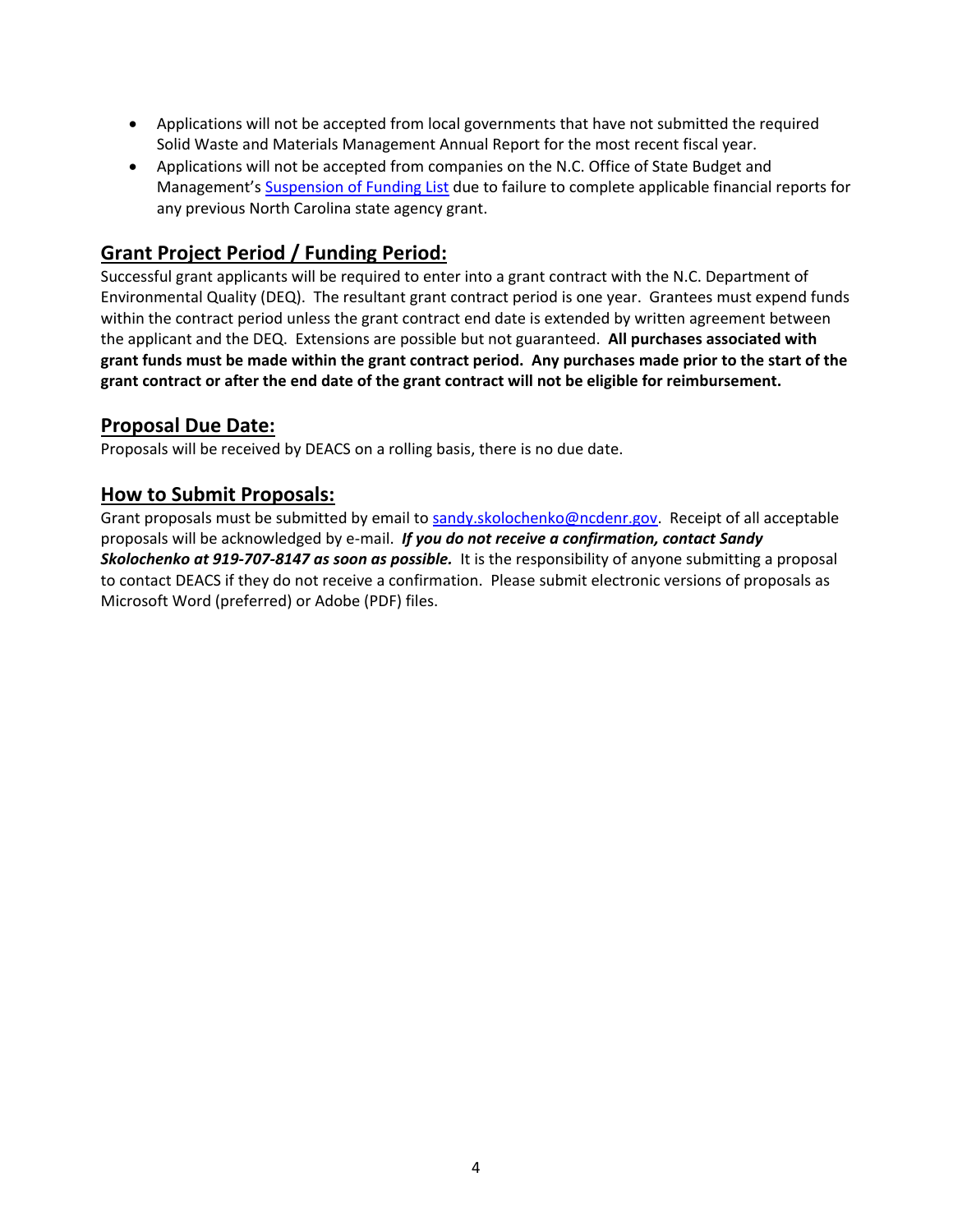- Applications will not be accepted from local governments that have not submitted the required Solid Waste and Materials Management Annual Report for the most recent fiscal year.
- Applications will not be accepted from companies on the N.C. Office of State Budget and Management's [Suspension of Funding List]() due to failure to complete applicable financial reports for any previous North Carolina state agency grant.

## Grant Project Period / Funding Period:

Successful grant applicants will be required to enter into a grant contract with the N.C. Department of Environmental Quality (DEQ). The resultant grant contract period is one year. Grantees must expend funds within the contract period unless the grant contract end date is extended by written agreement between the applicant and the DEQ. Extensions are possible but not guaranteed. **All purchases associated with grant funds must be made within the grant contract period. Any purchases made prior to the start of the grant contract or after the end date of the grant contract will not be eligible for reimbursement.**

## Proposal Due Date:

Proposals will be received by DEACS on a rolling basis, there is no due date.

## How to Submit Proposals:

Grant proposals must be submitted by email to sandy.skolochenko@ncdenr.gov. Receipt of all acceptable proposals will be acknowledged by e-mail. ***If you do not receive a confirmation, contact Sandy Skolochenko at 919-707-8147 as soon as possible.*** It is the responsibility of anyone submitting a proposal to contact DEACS if they do not receive a confirmation. Please submit electronic versions of proposals as Microsoft Word (preferred) or Adobe (PDF) files.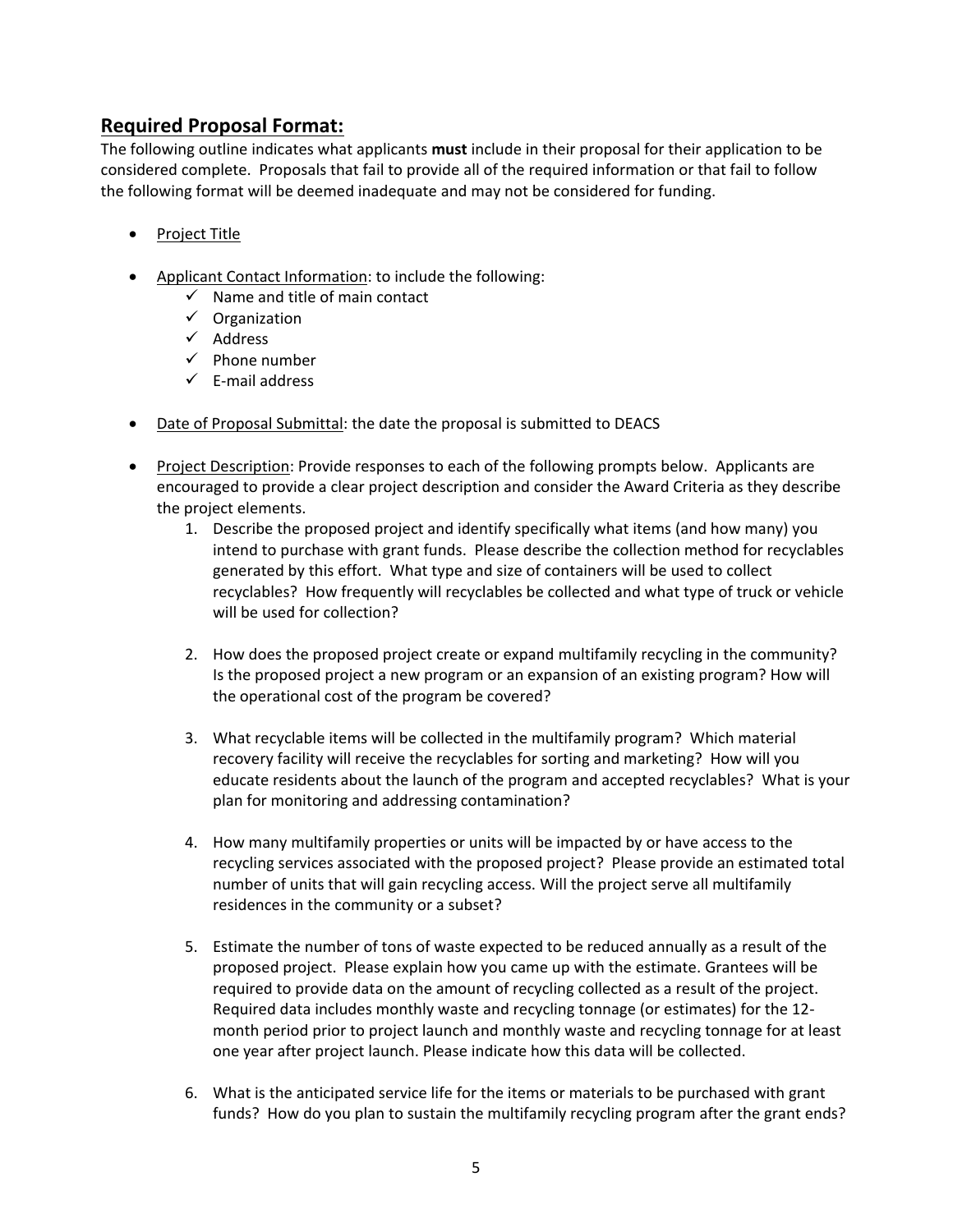## Required Proposal Format:

The following outline indicates what applicants **must** include in their proposal for their application to be considered complete. Proposals that fail to provide all of the required information or that fail to follow the following format will be deemed inadequate and may not be considered for funding.

- Project Title
- Applicant Contact Information: to include the following:
  - ✓ Name and title of main contact
  - ✓ Organization
  - ✓ Address
  - ✓ Phone number
  - ✓ E-mail address
- Date of Proposal Submittal: the date the proposal is submitted to DEACS
- Project Description: Provide responses to each of the following prompts below. Applicants are encouraged to provide a clear project description and consider the Award Criteria as they describe the project elements.
  1. Describe the proposed project and identify specifically what items (and how many) you intend to purchase with grant funds. Please describe the collection method for recyclables generated by this effort. What type and size of containers will be used to collect recyclables? How frequently will recyclables be collected and what type of truck or vehicle will be used for collection?
  2. How does the proposed project create or expand multifamily recycling in the community? Is the proposed project a new program or an expansion of an existing program? How will the operational cost of the program be covered?
  3. What recyclable items will be collected in the multifamily program? Which material recovery facility will receive the recyclables for sorting and marketing? How will you educate residents about the launch of the program and accepted recyclables? What is your plan for monitoring and addressing contamination?
  4. How many multifamily properties or units will be impacted by or have access to the recycling services associated with the proposed project? Please provide an estimated total number of units that will gain recycling access. Will the project serve all multifamily residences in the community or a subset?
  5. Estimate the number of tons of waste expected to be reduced annually as a result of the proposed project. Please explain how you came up with the estimate. Grantees will be required to provide data on the amount of recycling collected as a result of the project. Required data includes monthly waste and recycling tonnage (or estimates) for the 12-month period prior to project launch and monthly waste and recycling tonnage for at least one year after project launch. Please indicate how this data will be collected.
  6. What is the anticipated service life for the items or materials to be purchased with grant funds? How do you plan to sustain the multifamily recycling program after the grant ends?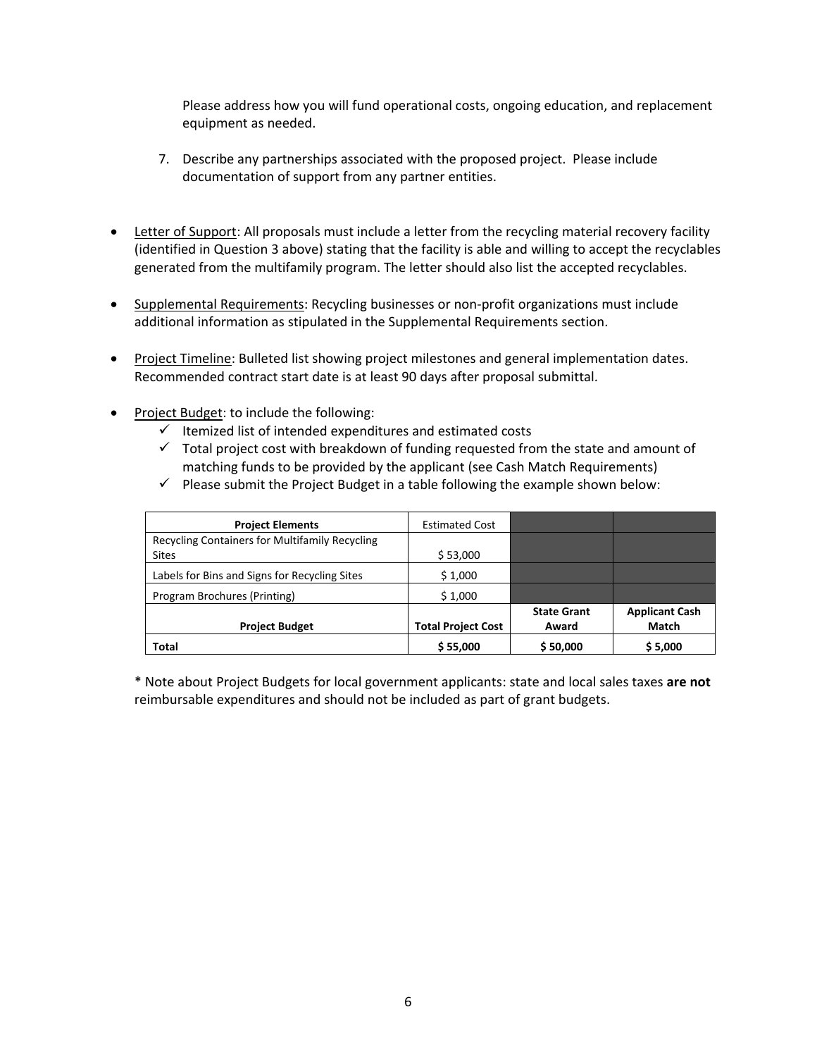Please address how you will fund operational costs, ongoing education, and replacement equipment as needed.

7. Describe any partnerships associated with the proposed project. Please include documentation of support from any partner entities.

- Letter of Support: All proposals must include a letter from the recycling material recovery facility (identified in Question 3 above) stating that the facility is able and willing to accept the recyclables generated from the multifamily program. The letter should also list the accepted recyclables.

- Supplemental Requirements: Recycling businesses or non-profit organizations must include additional information as stipulated in the Supplemental Requirements section.

- Project Timeline: Bulleted list showing project milestones and general implementation dates. Recommended contract start date is at least 90 days after proposal submittal.

- Project Budget: to include the following:
  - ✓ Itemized list of intended expenditures and estimated costs
  - ✓ Total project cost with breakdown of funding requested from the state and amount of matching funds to be provided by the applicant (see Cash Match Requirements)
  - ✓ Please submit the Project Budget in a table following the example shown below:

| **Project Elements** | Estimated Cost | | |
|---|---|---|---|
| Recycling Containers for Multifamily Recycling Sites | $ 53,000 | | |
| Labels for Bins and Signs for Recycling Sites | $ 1,000 | | |
| Program Brochures (Printing) | $ 1,000 | | |
| **Project Budget** | **Total Project Cost** | **State Grant Award** | **Applicant Cash Match** |
| **Total** | **$ 55,000** | **$ 50,000** | **$ 5,000** |

\* Note about Project Budgets for local government applicants: state and local sales taxes **are not** reimbursable expenditures and should not be included as part of grant budgets.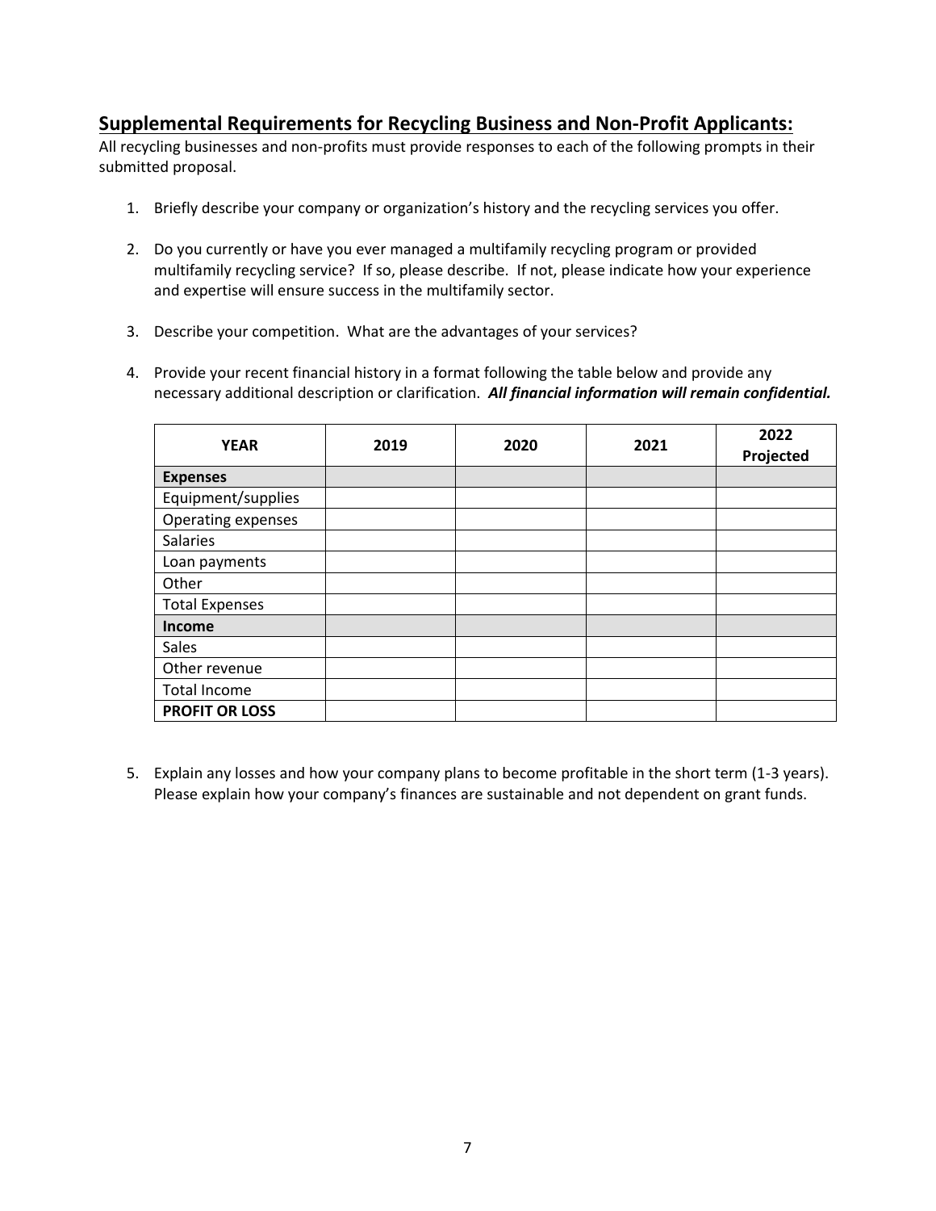## Supplemental Requirements for Recycling Business and Non-Profit Applicants:

All recycling businesses and non-profits must provide responses to each of the following prompts in their submitted proposal.

1. Briefly describe your company or organization's history and the recycling services you offer.

2. Do you currently or have you ever managed a multifamily recycling program or provided multifamily recycling service? If so, please describe. If not, please indicate how your experience and expertise will ensure success in the multifamily sector.

3. Describe your competition. What are the advantages of your services?

4. Provide your recent financial history in a format following the table below and provide any necessary additional description or clarification. ***All financial information will remain confidential.***

| YEAR | 2019 | 2020 | 2021 | 2022 Projected |
|---|---|---|---|---|
| **Expenses** | | | | |
| Equipment/supplies | | | | |
| Operating expenses | | | | |
| Salaries | | | | |
| Loan payments | | | | |
| Other | | | | |
| Total Expenses | | | | |
| **Income** | | | | |
| Sales | | | | |
| Other revenue | | | | |
| Total Income | | | | |
| **PROFIT OR LOSS** | | | | |

5. Explain any losses and how your company plans to become profitable in the short term (1-3 years). Please explain how your company's finances are sustainable and not dependent on grant funds.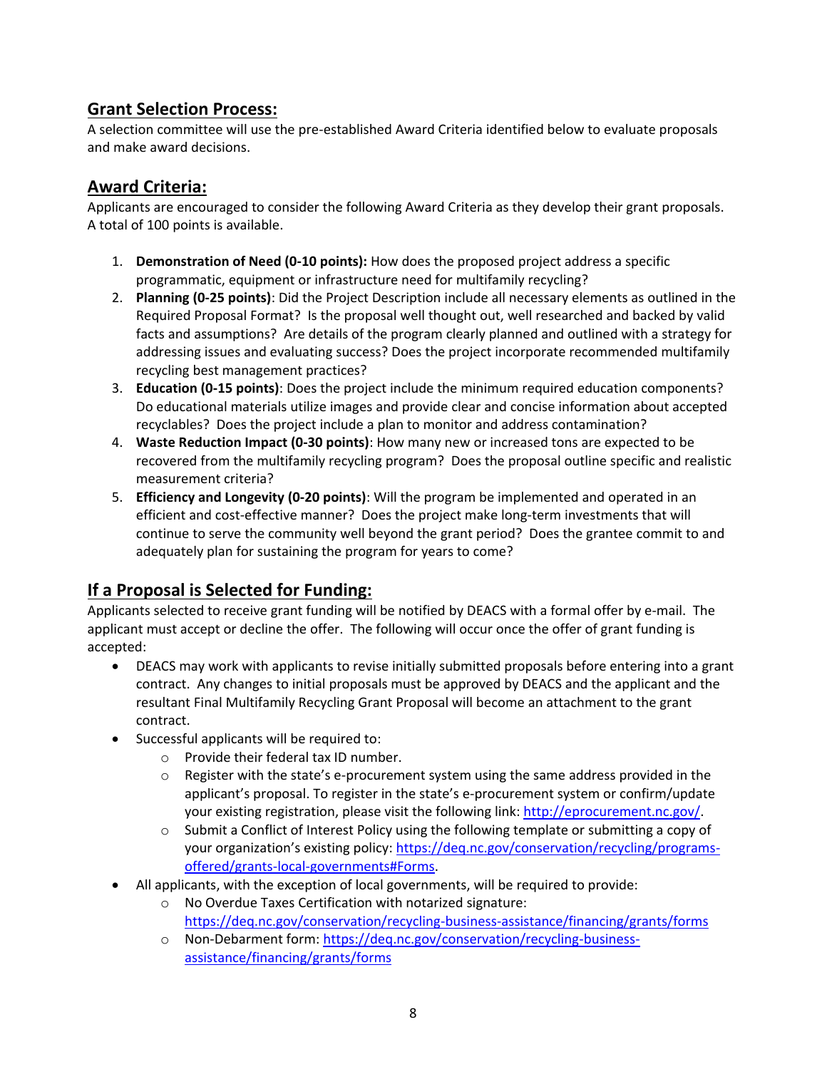## Grant Selection Process:

A selection committee will use the pre-established Award Criteria identified below to evaluate proposals and make award decisions.

## Award Criteria:

Applicants are encouraged to consider the following Award Criteria as they develop their grant proposals. A total of 100 points is available.

1. **Demonstration of Need (0-10 points):** How does the proposed project address a specific programmatic, equipment or infrastructure need for multifamily recycling?
2. **Planning (0-25 points)**: Did the Project Description include all necessary elements as outlined in the Required Proposal Format? Is the proposal well thought out, well researched and backed by valid facts and assumptions? Are details of the program clearly planned and outlined with a strategy for addressing issues and evaluating success? Does the project incorporate recommended multifamily recycling best management practices?
3. **Education (0-15 points)**: Does the project include the minimum required education components? Do educational materials utilize images and provide clear and concise information about accepted recyclables? Does the project include a plan to monitor and address contamination?
4. **Waste Reduction Impact (0-30 points)**: How many new or increased tons are expected to be recovered from the multifamily recycling program? Does the proposal outline specific and realistic measurement criteria?
5. **Efficiency and Longevity (0-20 points)**: Will the program be implemented and operated in an efficient and cost-effective manner? Does the project make long-term investments that will continue to serve the community well beyond the grant period? Does the grantee commit to and adequately plan for sustaining the program for years to come?

## If a Proposal is Selected for Funding:

Applicants selected to receive grant funding will be notified by DEACS with a formal offer by e-mail. The applicant must accept or decline the offer. The following will occur once the offer of grant funding is accepted:

- DEACS may work with applicants to revise initially submitted proposals before entering into a grant contract. Any changes to initial proposals must be approved by DEACS and the applicant and the resultant Final Multifamily Recycling Grant Proposal will become an attachment to the grant contract.
- Successful applicants will be required to:
  - Provide their federal tax ID number.
  - Register with the state's e-procurement system using the same address provided in the applicant's proposal. To register in the state's e-procurement system or confirm/update your existing registration, please visit the following link: [http://eprocurement.nc.gov/](http://eprocurement.nc.gov/).
  - Submit a Conflict of Interest Policy using the following template or submitting a copy of your organization's existing policy: [https://deq.nc.gov/conservation/recycling/programs-offered/grants-local-governments#Forms](https://deq.nc.gov/conservation/recycling/programs-offered/grants-local-governments#Forms).
- All applicants, with the exception of local governments, will be required to provide:
  - No Overdue Taxes Certification with notarized signature: [https://deq.nc.gov/conservation/recycling-business-assistance/financing/grants/forms](https://deq.nc.gov/conservation/recycling-business-assistance/financing/grants/forms)
  - Non-Debarment form: [https://deq.nc.gov/conservation/recycling-business-assistance/financing/grants/forms](https://deq.nc.gov/conservation/recycling-business-assistance/financing/grants/forms)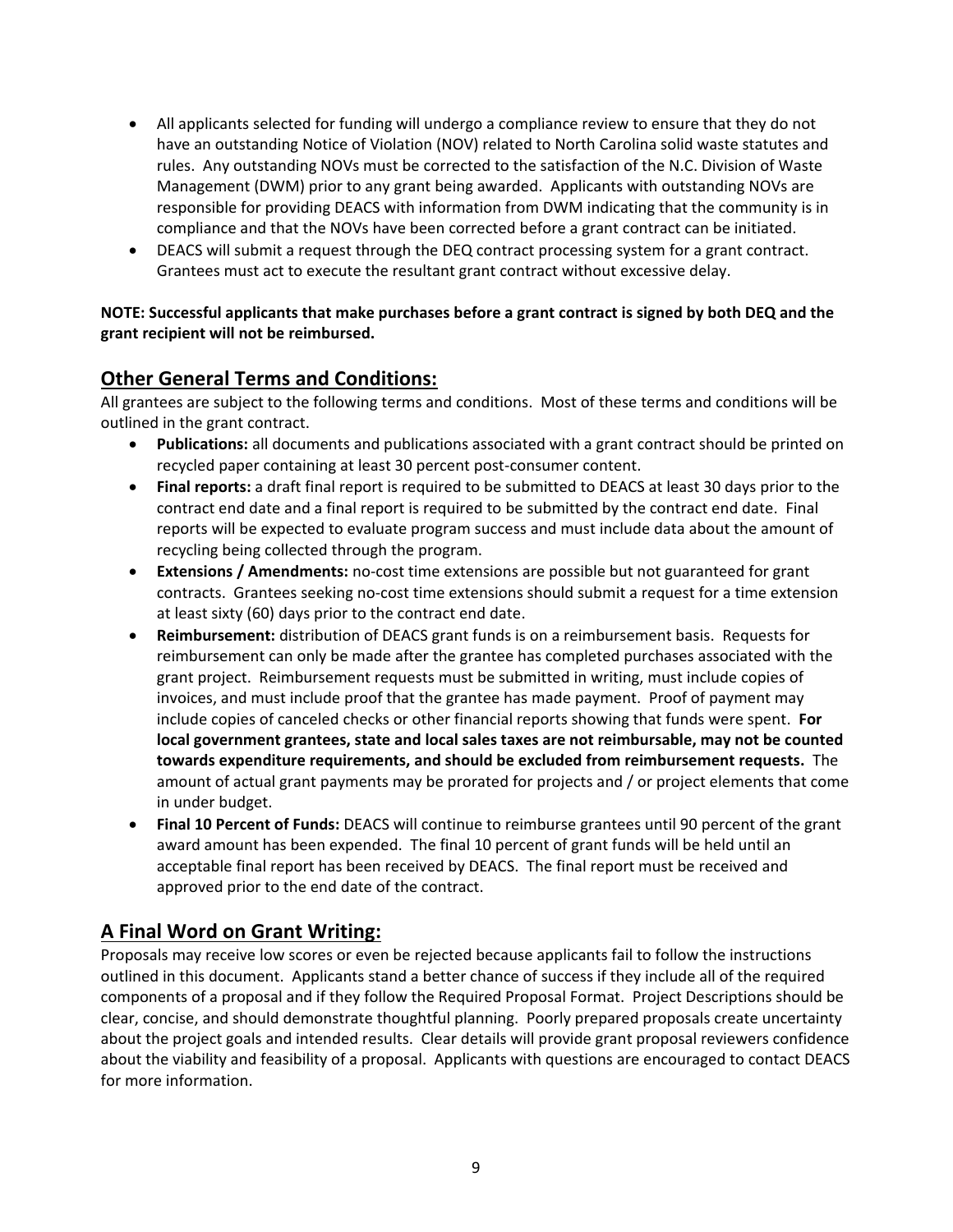- All applicants selected for funding will undergo a compliance review to ensure that they do not have an outstanding Notice of Violation (NOV) related to North Carolina solid waste statutes and rules. Any outstanding NOVs must be corrected to the satisfaction of the N.C. Division of Waste Management (DWM) prior to any grant being awarded. Applicants with outstanding NOVs are responsible for providing DEACS with information from DWM indicating that the community is in compliance and that the NOVs have been corrected before a grant contract can be initiated.
- DEACS will submit a request through the DEQ contract processing system for a grant contract. Grantees must act to execute the resultant grant contract without excessive delay.

**NOTE: Successful applicants that make purchases before a grant contract is signed by both DEQ and the grant recipient will not be reimbursed.**

## Other General Terms and Conditions:

All grantees are subject to the following terms and conditions. Most of these terms and conditions will be outlined in the grant contract.

- **Publications:** all documents and publications associated with a grant contract should be printed on recycled paper containing at least 30 percent post-consumer content.
- **Final reports:** a draft final report is required to be submitted to DEACS at least 30 days prior to the contract end date and a final report is required to be submitted by the contract end date. Final reports will be expected to evaluate program success and must include data about the amount of recycling being collected through the program.
- **Extensions / Amendments:** no-cost time extensions are possible but not guaranteed for grant contracts. Grantees seeking no-cost time extensions should submit a request for a time extension at least sixty (60) days prior to the contract end date.
- **Reimbursement:** distribution of DEACS grant funds is on a reimbursement basis. Requests for reimbursement can only be made after the grantee has completed purchases associated with the grant project. Reimbursement requests must be submitted in writing, must include copies of invoices, and must include proof that the grantee has made payment. Proof of payment may include copies of canceled checks or other financial reports showing that funds were spent. **For local government grantees, state and local sales taxes are not reimbursable, may not be counted towards expenditure requirements, and should be excluded from reimbursement requests.** The amount of actual grant payments may be prorated for projects and / or project elements that come in under budget.
- **Final 10 Percent of Funds:** DEACS will continue to reimburse grantees until 90 percent of the grant award amount has been expended. The final 10 percent of grant funds will be held until an acceptable final report has been received by DEACS. The final report must be received and approved prior to the end date of the contract.

## A Final Word on Grant Writing:

Proposals may receive low scores or even be rejected because applicants fail to follow the instructions outlined in this document. Applicants stand a better chance of success if they include all of the required components of a proposal and if they follow the Required Proposal Format. Project Descriptions should be clear, concise, and should demonstrate thoughtful planning. Poorly prepared proposals create uncertainty about the project goals and intended results. Clear details will provide grant proposal reviewers confidence about the viability and feasibility of a proposal. Applicants with questions are encouraged to contact DEACS for more information.